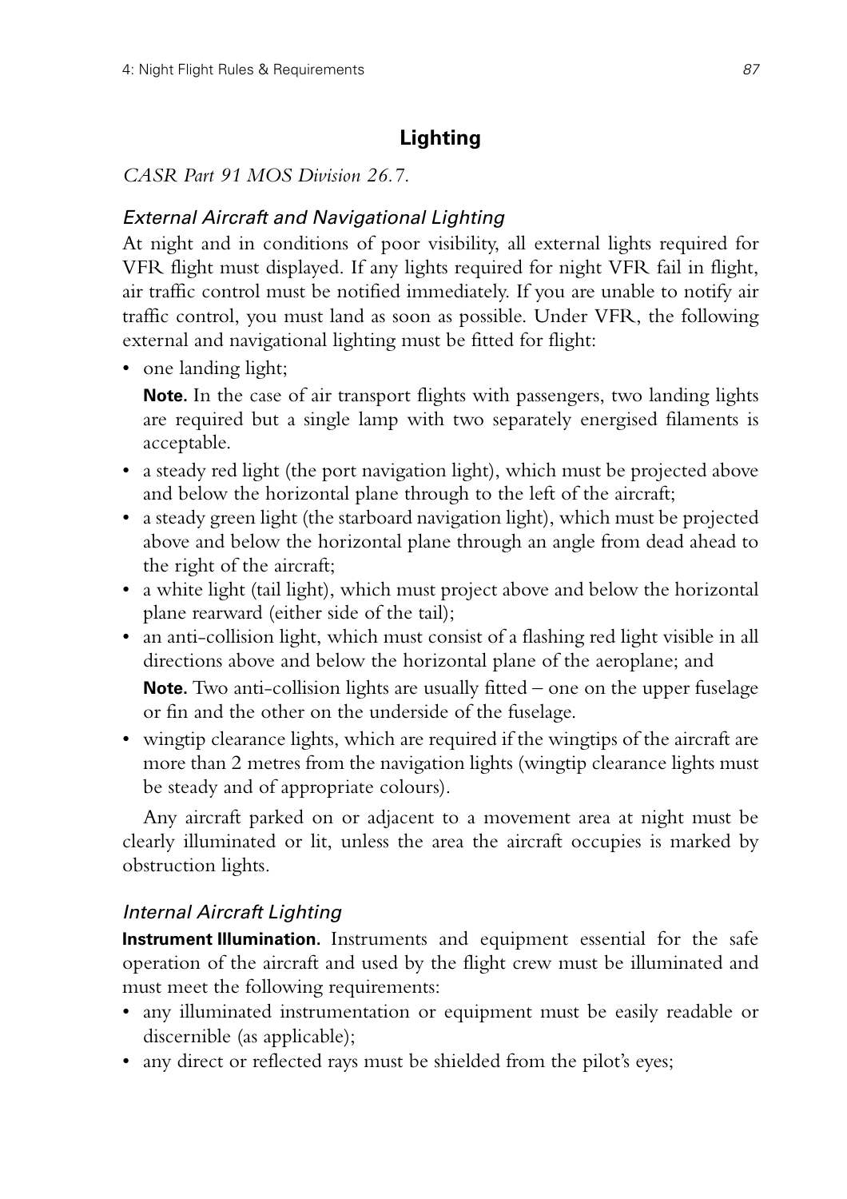## Lighting

*CASR Part 91 MOS Division 26.7.*

### *External Aircraft and Navigational Lighting*

At night and in conditions of poor visibility, all external lights required for VFR flight must displayed. If any lights required for night VFR fail in flight, air traffic control must be notified immediately. If you are unable to notify air traffic control, you must land as soon as possible. Under VFR, the following external and navigational lighting must be fitted for flight:

- one landing light;

  **Note.** In the case of air transport flights with passengers, two landing lights are required but a single lamp with two separately energised filaments is acceptable.

- a steady red light (the port navigation light), which must be projected above and below the horizontal plane through to the left of the aircraft;
- a steady green light (the starboard navigation light), which must be projected above and below the horizontal plane through an angle from dead ahead to the right of the aircraft;
- a white light (tail light), which must project above and below the horizontal plane rearward (either side of the tail);
- an anti-collision light, which must consist of a flashing red light visible in all directions above and below the horizontal plane of the aeroplane; and

  **Note.** Two anti-collision lights are usually fitted – one on the upper fuselage or fin and the other on the underside of the fuselage.

- wingtip clearance lights, which are required if the wingtips of the aircraft are more than 2 metres from the navigation lights (wingtip clearance lights must be steady and of appropriate colours).

Any aircraft parked on or adjacent to a movement area at night must be clearly illuminated or lit, unless the area the aircraft occupies is marked by obstruction lights.

### *Internal Aircraft Lighting*

**Instrument Illumination.** Instruments and equipment essential for the safe operation of the aircraft and used by the flight crew must be illuminated and must meet the following requirements:

- any illuminated instrumentation or equipment must be easily readable or discernible (as applicable);
- any direct or reflected rays must be shielded from the pilot's eyes;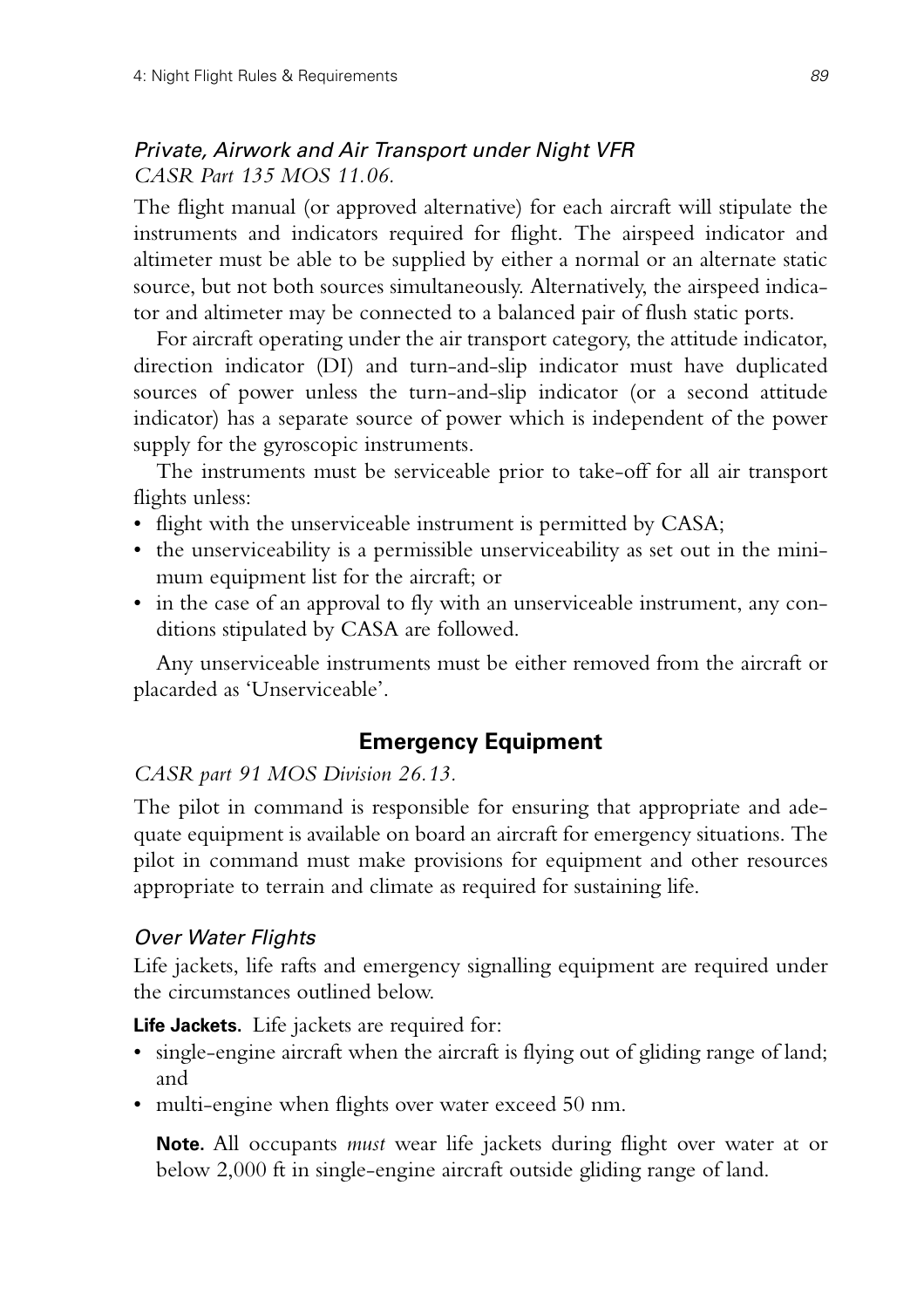### *Private, Airwork and Air Transport under Night VFR*

*CASR Part 135 MOS 11.06.*

The flight manual (or approved alternative) for each aircraft will stipulate the instruments and indicators required for flight. The airspeed indicator and altimeter must be able to be supplied by either a normal or an alternate static source, but not both sources simultaneously. Alternatively, the airspeed indicator and altimeter may be connected to a balanced pair of flush static ports.

For aircraft operating under the air transport category, the attitude indicator, direction indicator (DI) and turn-and-slip indicator must have duplicated sources of power unless the turn-and-slip indicator (or a second attitude indicator) has a separate source of power which is independent of the power supply for the gyroscopic instruments.

The instruments must be serviceable prior to take-off for all air transport flights unless:

- flight with the unserviceable instrument is permitted by CASA;
- the unserviceability is a permissible unserviceability as set out in the minimum equipment list for the aircraft; or
- in the case of an approval to fly with an unserviceable instrument, any conditions stipulated by CASA are followed.

Any unserviceable instruments must be either removed from the aircraft or placarded as 'Unserviceable'.

## Emergency Equipment

*CASR part 91 MOS Division 26.13.*

The pilot in command is responsible for ensuring that appropriate and adequate equipment is available on board an aircraft for emergency situations. The pilot in command must make provisions for equipment and other resources appropriate to terrain and climate as required for sustaining life.

### *Over Water Flights*

Life jackets, life rafts and emergency signalling equipment are required under the circumstances outlined below.

**Life Jackets.** Life jackets are required for:

- single-engine aircraft when the aircraft is flying out of gliding range of land; and
- multi-engine when flights over water exceed 50 nm.

**Note.** All occupants *must* wear life jackets during flight over water at or below 2,000 ft in single-engine aircraft outside gliding range of land.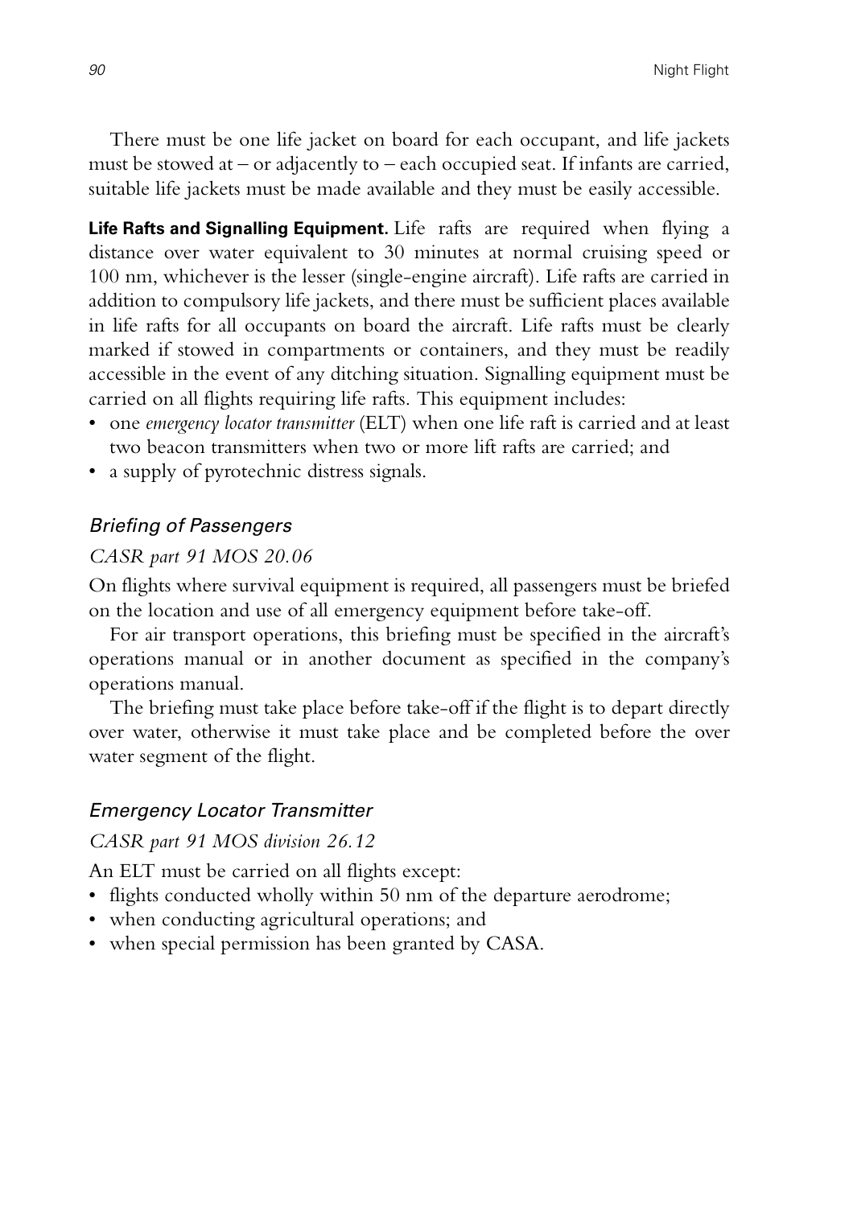There must be one life jacket on board for each occupant, and life jackets must be stowed at – or adjacently to – each occupied seat. If infants are carried, suitable life jackets must be made available and they must be easily accessible.

**Life Rafts and Signalling Equipment.** Life rafts are required when flying a distance over water equivalent to 30 minutes at normal cruising speed or 100 nm, whichever is the lesser (single-engine aircraft). Life rafts are carried in addition to compulsory life jackets, and there must be sufficient places available in life rafts for all occupants on board the aircraft. Life rafts must be clearly marked if stowed in compartments or containers, and they must be readily accessible in the event of any ditching situation. Signalling equipment must be carried on all flights requiring life rafts. This equipment includes:

- one *emergency locator transmitter* (ELT) when one life raft is carried and at least two beacon transmitters when two or more lift rafts are carried; and
- a supply of pyrotechnic distress signals.

### *Briefing of Passengers*

*CASR part 91 MOS 20.06*

On flights where survival equipment is required, all passengers must be briefed on the location and use of all emergency equipment before take-off.

For air transport operations, this briefing must be specified in the aircraft's operations manual or in another document as specified in the company's operations manual.

The briefing must take place before take-off if the flight is to depart directly over water, otherwise it must take place and be completed before the over water segment of the flight.

### *Emergency Locator Transmitter*

*CASR part 91 MOS division 26.12*

An ELT must be carried on all flights except:

- flights conducted wholly within 50 nm of the departure aerodrome;
- when conducting agricultural operations; and
- when special permission has been granted by CASA.